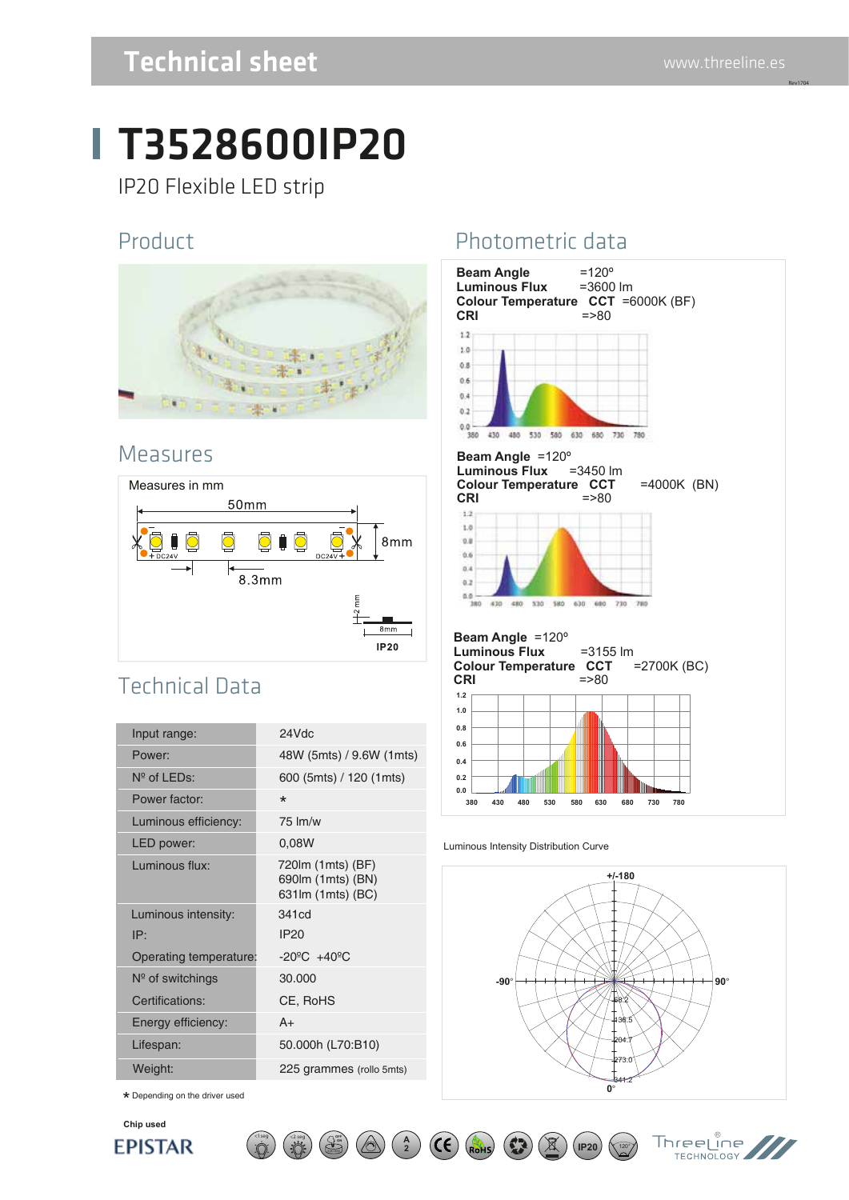# Technical sheet

www.threeline.es

# T3528600IP20

IP20 Flexible LED strip

## Product

## Measures

Measures in mm

50mm

8mm

8.3mm

IP20

## Technical Data

| | |
|---|---|
| Input range: | 24Vdc |
| Power: | 48W (5mts) / 9.6W (1mts) |
| Nº of LEDs: | 600 (5mts) / 120 (1mts) |
| Power factor: | * |
| Luminous efficiency: | 75 lm/w |
| LED power: | 0,08W |
| Luminous flux: | 720lm (1mts) (BF)<br>690lm (1mts) (BN)<br>631lm (1mts) (BC) |
| Luminous intensity: | 341cd |
| IP: | IP20 |
| Operating temperature: | -20ºC +40ºC |
| Nº of switchings | 30.000 |
| Certifications: | CE, RoHS |
| Energy efficiency: | A+ |
| Lifespan: | 50.000h (L70:B10) |
| Weight: | 225 grammes (rollo 5mts) |

* Depending on the driver used

Chip used

EPISTAR

## Photometric data

**Beam Angle** =120º
**Luminous Flux** =3600 lm
**Colour Temperature CCT** =6000K (BF)
**CRI** =>80

**Beam Angle** =120º
**Luminous Flux** =3450 lm
**Colour Temperature CCT** =4000K (BN)
**CRI** =>80

**Beam Angle** =120º
**Luminous Flux** =3155 lm
**Colour Temperature CCT** =2700K (BC)
**CRI** =>80

Luminous Intensity Distribution Curve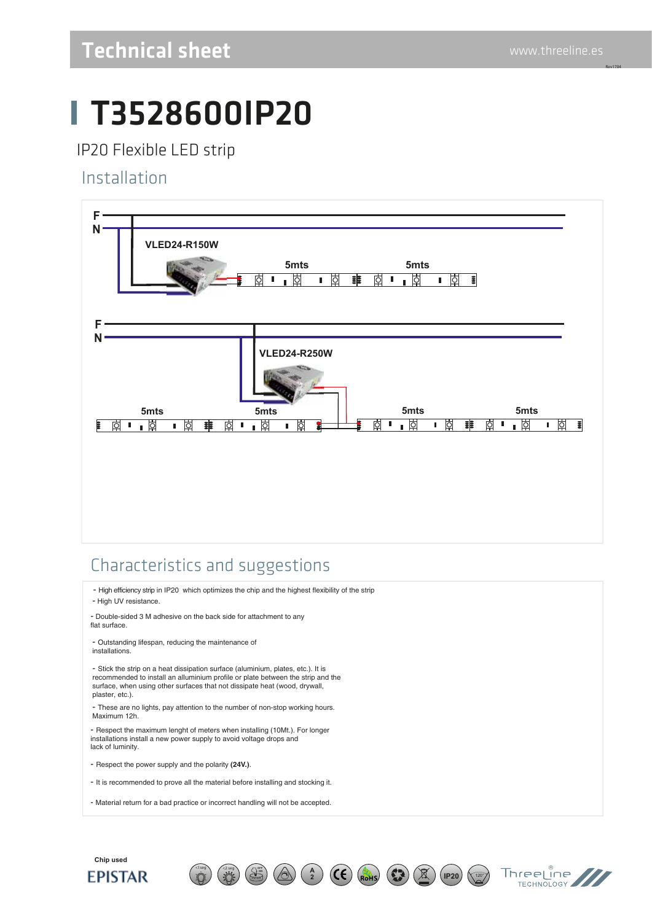# T3528600IP20

IP20 Flexible LED strip

## Installation

F
N
VLED24-R150W
5mts
5mts

F
N
VLED24-R250W
5mts
5mts
5mts
5mts

## Characteristics and suggestions

- High efficiency strip in IP20 which optimizes the chip and the highest flexibility of the strip
- High UV resistance.
- Double-sided 3 M adhesive on the back side for attachment to any flat surface.
- Outstanding lifespan, reducing the maintenance of installations.
- Stick the strip on a heat dissipation surface (aluminium, plates, etc.). It is recommended to install an alluminium profile or plate between the strip and the surface, when using other surfaces that not dissipate heat (wood, drywall, plaster, etc.).
- These are no lights, pay attention to the number of non-stop working hours. Maximum 12h.
- Respect the maximum lenght of meters when installing (10Mt.). For longer installations install a new power supply to avoid voltage drops and lack of luminity.
- Respect the power supply and the polarity **(24V.)**.
- It is recommended to prove all the material before installing and stocking it.
- Material return for a bad practice or incorrect handling will not be accepted.

**Chip used**

EPISTAR